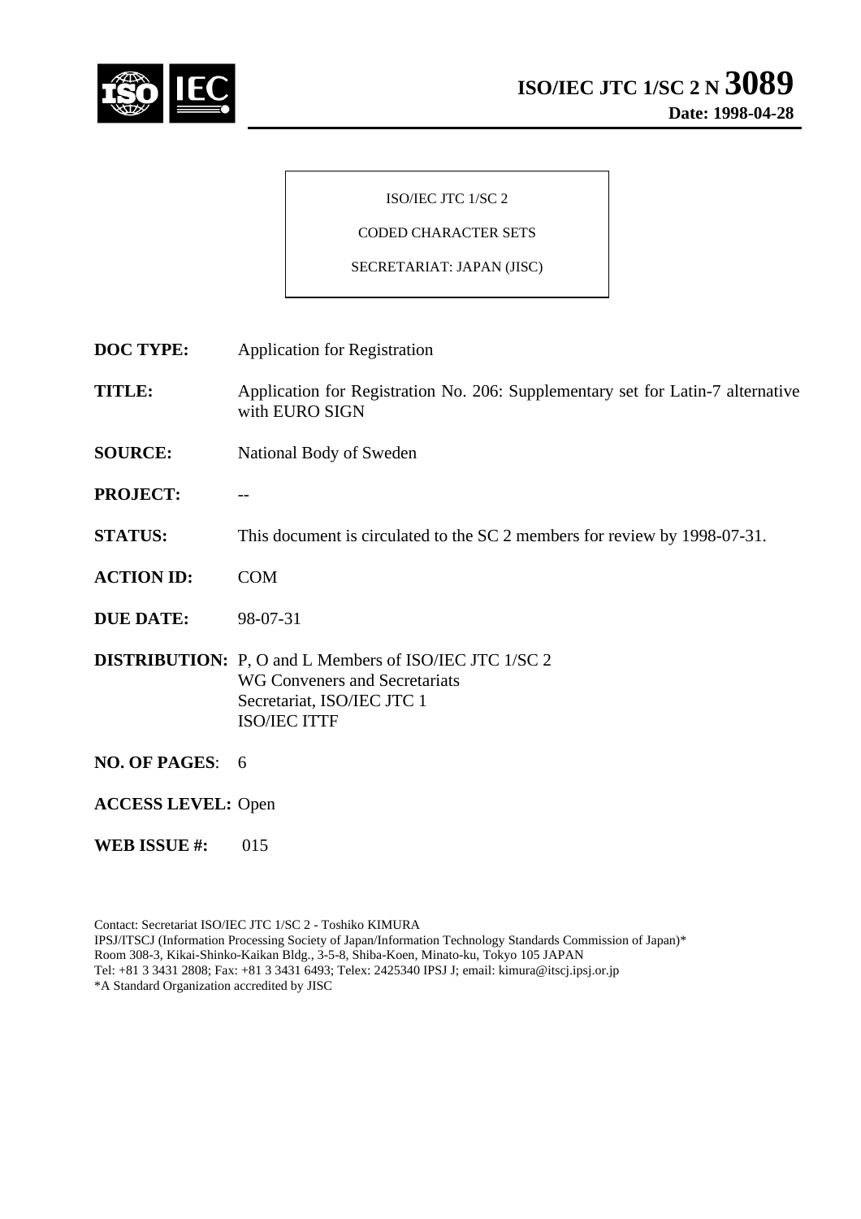**ISO/IEC JTC 1/SC 2 N 3089**
**Date: 1998-04-28**

ISO/IEC JTC 1/SC 2

CODED CHARACTER SETS

SECRETARIAT: JAPAN (JISC)

**DOC TYPE:** Application for Registration

**TITLE:** Application for Registration No. 206: Supplementary set for Latin-7 alternative with EURO SIGN

**SOURCE:** National Body of Sweden

**PROJECT:** --

**STATUS:** This document is circulated to the SC 2 members for review by 1998-07-31.

**ACTION ID:** COM

**DUE DATE:** 98-07-31

**DISTRIBUTION:** P, O and L Members of ISO/IEC JTC 1/SC 2
WG Conveners and Secretariats
Secretariat, ISO/IEC JTC 1
ISO/IEC ITTF

**NO. OF PAGES**: 6

**ACCESS LEVEL:** Open

**WEB ISSUE #:** 015

Contact: Secretariat ISO/IEC JTC 1/SC 2 - Toshiko KIMURA
IPSJ/ITSCJ (Information Processing Society of Japan/Information Technology Standards Commission of Japan)*
Room 308-3, Kikai-Shinko-Kaikan Bldg., 3-5-8, Shiba-Koen, Minato-ku, Tokyo 105 JAPAN
Tel: +81 3 3431 2808; Fax: +81 3 3431 6493; Telex: 2425340 IPSJ J; email: kimura@itscj.ipsj.or.jp
*A Standard Organization accredited by JISC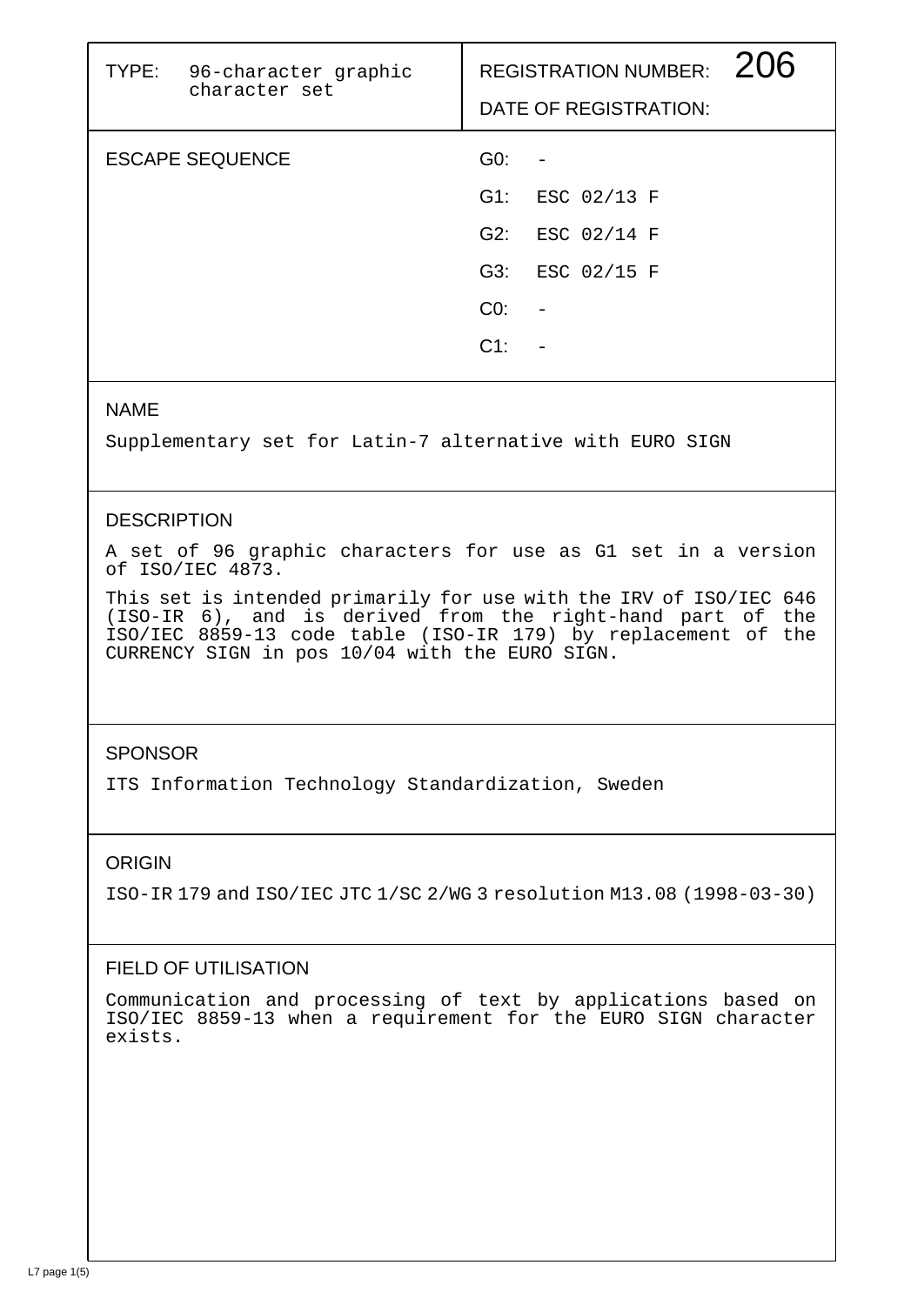| TYPE: 96-character graphic character set | REGISTRATION NUMBER: 206 |
|---|---|
| | DATE OF REGISTRATION: |

| ESCAPE SEQUENCE | |
|---|---|
| | G0: - |
| | G1: ESC 02/13 F |
| | G2: ESC 02/14 F |
| | G3: ESC 02/15 F |
| | C0: - |
| | C1: - |

## NAME

Supplementary set for Latin-7 alternative with EURO SIGN

## DESCRIPTION

A set of 96 graphic characters for use as G1 set in a version of ISO/IEC 4873.

This set is intended primarily for use with the IRV of ISO/IEC 646 (ISO-IR 6), and is derived from the right-hand part of the ISO/IEC 8859-13 code table (ISO-IR 179) by replacement of the CURRENCY SIGN in pos 10/04 with the EURO SIGN.

## SPONSOR

ITS Information Technology Standardization, Sweden

## ORIGIN

ISO-IR 179 and ISO/IEC JTC 1/SC 2/WG 3 resolution M13.08 (1998-03-30)

## FIELD OF UTILISATION

Communication and processing of text by applications based on ISO/IEC 8859-13 when a requirement for the EURO SIGN character exists.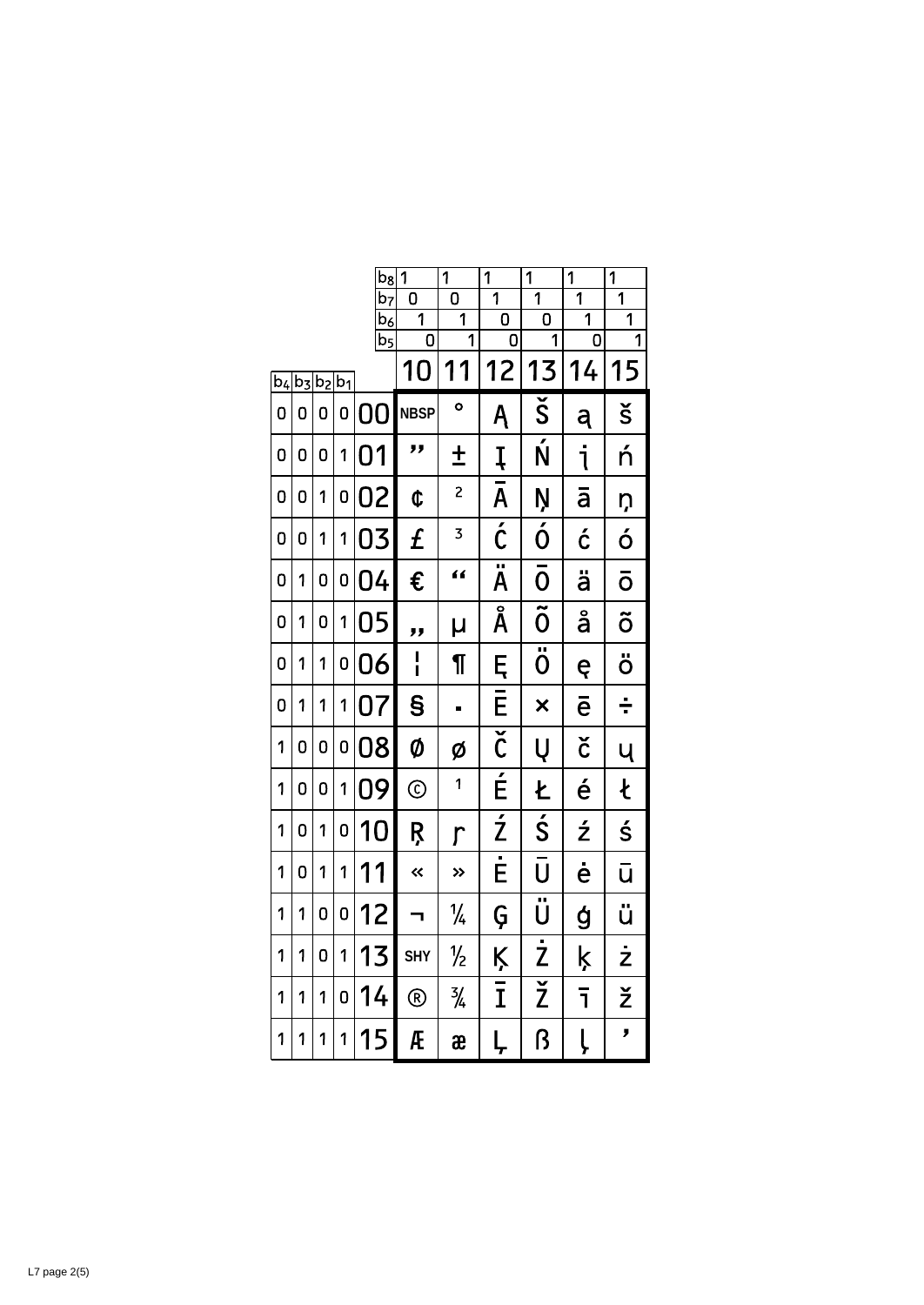| $b_4$ | $b_3$ | $b_2$ | $b_1$ | $b_8$ / $b_7$ / $b_6$ / $b_5$ | 1 0 1 0 | 1 0 1 1 | 1 1 0 0 | 1 1 0 1 | 1 1 1 0 | 1 1 1 1 |
|---|---|---|---|---|---|---|---|---|---|---|
| | | | | | 10 | 11 | 12 | 13 | 14 | 15 |
| 0 | 0 | 0 | 0 | 00 | NBSP | ° | Ą | Š | ą | š |
| 0 | 0 | 0 | 1 | 01 | ” | ± | Į | Ń | į | ń |
| 0 | 0 | 1 | 0 | 02 | ¢ | ² | Ā | Ņ | ā | ņ |
| 0 | 0 | 1 | 1 | 03 | £ | ³ | Ć | Ó | ć | ó |
| 0 | 1 | 0 | 0 | 04 | € | “ | Ä | Ō | ä | ō |
| 0 | 1 | 0 | 1 | 05 | „ | µ | Å | Õ | å | õ |
| 0 | 1 | 1 | 0 | 06 | ¦ | ¶ | Ę | Ö | ę | ö |
| 0 | 1 | 1 | 1 | 07 | § | · | Ē | × | ē | ÷ |
| 1 | 0 | 0 | 0 | 08 | Ø | ø | Č | Ų | č | ų |
| 1 | 0 | 0 | 1 | 09 | © | ¹ | É | Ł | é | ł |
| 1 | 0 | 1 | 0 | 10 | Ŗ | ŗ | Ź | Ś | ź | ś |
| 1 | 0 | 1 | 1 | 11 | « | » | Ė | Ū | ė | ū |
| 1 | 1 | 0 | 0 | 12 | ¬ | ¼ | Ģ | Ü | ģ | ü |
| 1 | 1 | 0 | 1 | 13 | SHY | ½ | Ķ | Ż | ķ | ż |
| 1 | 1 | 1 | 0 | 14 | ® | ¾ | Ī | Ž | ī | ž |
| 1 | 1 | 1 | 1 | 15 | Æ | æ | Ļ | ß | ļ | ’ |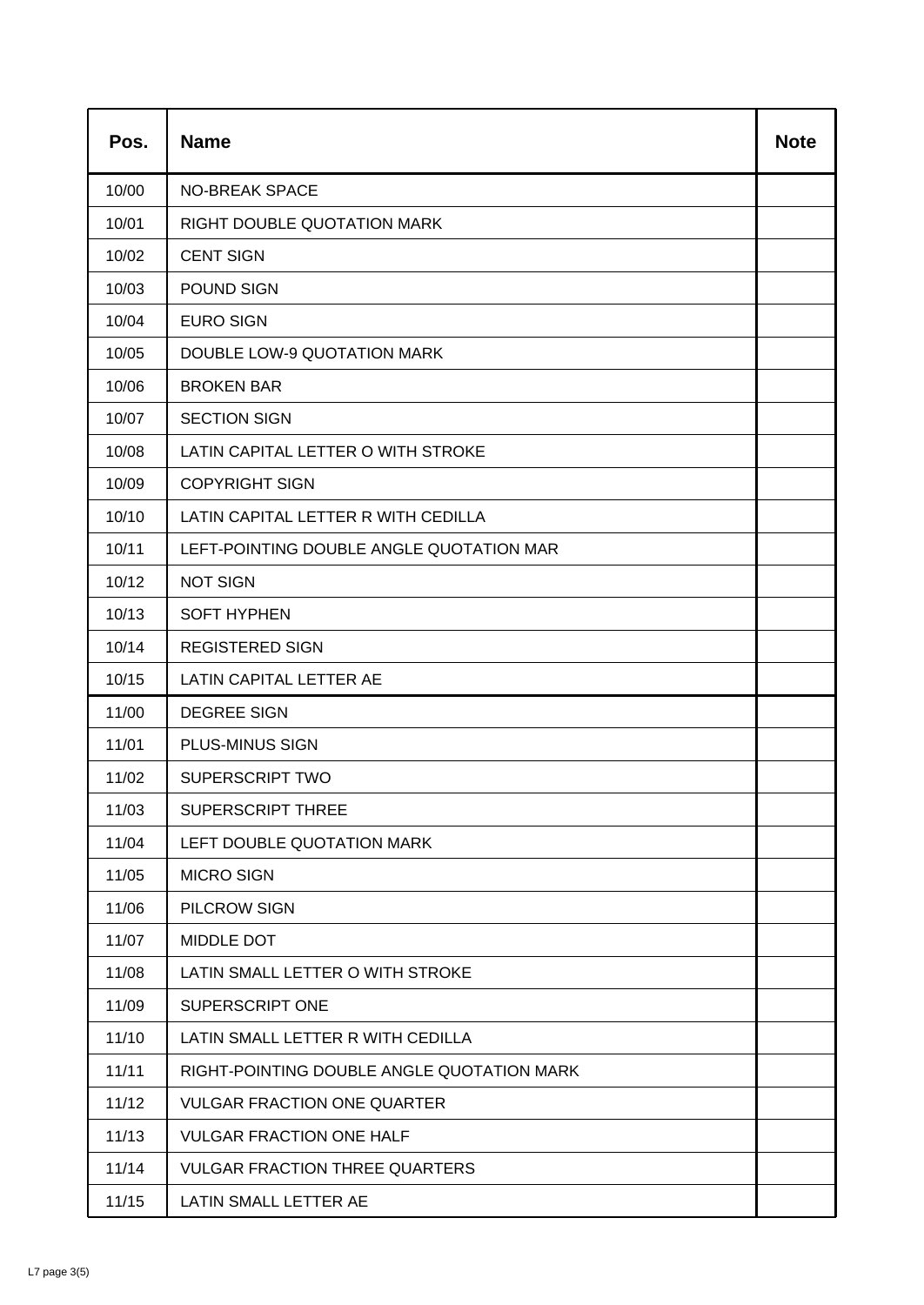| Pos. | Name | Note |
|---|---|---|
| 10/00 | NO-BREAK SPACE | |
| 10/01 | RIGHT DOUBLE QUOTATION MARK | |
| 10/02 | CENT SIGN | |
| 10/03 | POUND SIGN | |
| 10/04 | EURO SIGN | |
| 10/05 | DOUBLE LOW-9 QUOTATION MARK | |
| 10/06 | BROKEN BAR | |
| 10/07 | SECTION SIGN | |
| 10/08 | LATIN CAPITAL LETTER O WITH STROKE | |
| 10/09 | COPYRIGHT SIGN | |
| 10/10 | LATIN CAPITAL LETTER R WITH CEDILLA | |
| 10/11 | LEFT-POINTING DOUBLE ANGLE QUOTATION MAR | |
| 10/12 | NOT SIGN | |
| 10/13 | SOFT HYPHEN | |
| 10/14 | REGISTERED SIGN | |
| 10/15 | LATIN CAPITAL LETTER AE | |
| 11/00 | DEGREE SIGN | |
| 11/01 | PLUS-MINUS SIGN | |
| 11/02 | SUPERSCRIPT TWO | |
| 11/03 | SUPERSCRIPT THREE | |
| 11/04 | LEFT DOUBLE QUOTATION MARK | |
| 11/05 | MICRO SIGN | |
| 11/06 | PILCROW SIGN | |
| 11/07 | MIDDLE DOT | |
| 11/08 | LATIN SMALL LETTER O WITH STROKE | |
| 11/09 | SUPERSCRIPT ONE | |
| 11/10 | LATIN SMALL LETTER R WITH CEDILLA | |
| 11/11 | RIGHT-POINTING DOUBLE ANGLE QUOTATION MARK | |
| 11/12 | VULGAR FRACTION ONE QUARTER | |
| 11/13 | VULGAR FRACTION ONE HALF | |
| 11/14 | VULGAR FRACTION THREE QUARTERS | |
| 11/15 | LATIN SMALL LETTER AE | |

L7 page 3(5)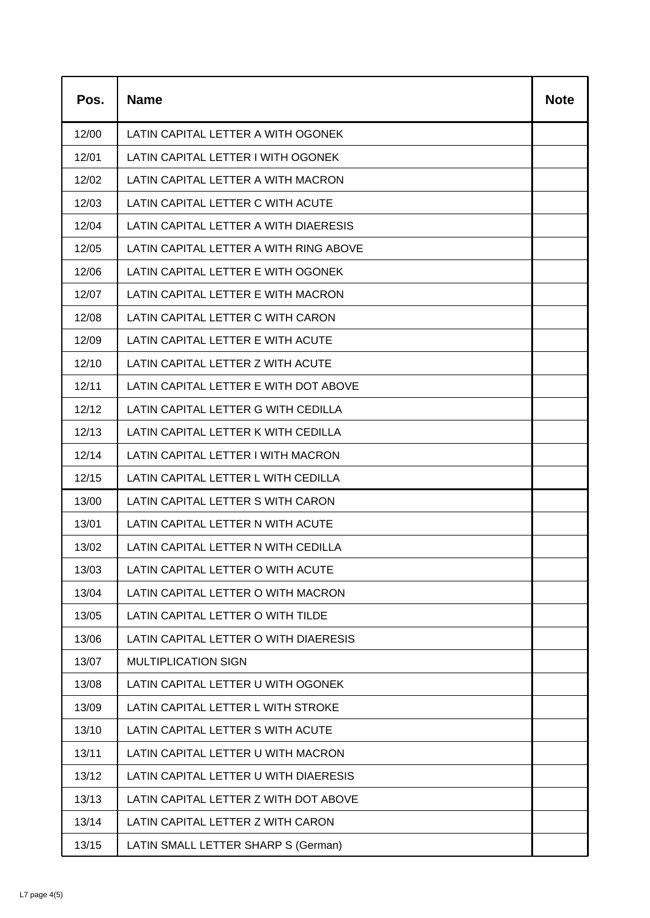| Pos. | Name | Note |
| --- | --- | --- |
| 12/00 | LATIN CAPITAL LETTER A WITH OGONEK | |
| 12/01 | LATIN CAPITAL LETTER I WITH OGONEK | |
| 12/02 | LATIN CAPITAL LETTER A WITH MACRON | |
| 12/03 | LATIN CAPITAL LETTER C WITH ACUTE | |
| 12/04 | LATIN CAPITAL LETTER A WITH DIAERESIS | |
| 12/05 | LATIN CAPITAL LETTER A WITH RING ABOVE | |
| 12/06 | LATIN CAPITAL LETTER E WITH OGONEK | |
| 12/07 | LATIN CAPITAL LETTER E WITH MACRON | |
| 12/08 | LATIN CAPITAL LETTER C WITH CARON | |
| 12/09 | LATIN CAPITAL LETTER E WITH ACUTE | |
| 12/10 | LATIN CAPITAL LETTER Z WITH ACUTE | |
| 12/11 | LATIN CAPITAL LETTER E WITH DOT ABOVE | |
| 12/12 | LATIN CAPITAL LETTER G WITH CEDILLA | |
| 12/13 | LATIN CAPITAL LETTER K WITH CEDILLA | |
| 12/14 | LATIN CAPITAL LETTER I WITH MACRON | |
| 12/15 | LATIN CAPITAL LETTER L WITH CEDILLA | |
| 13/00 | LATIN CAPITAL LETTER S WITH CARON | |
| 13/01 | LATIN CAPITAL LETTER N WITH ACUTE | |
| 13/02 | LATIN CAPITAL LETTER N WITH CEDILLA | |
| 13/03 | LATIN CAPITAL LETTER O WITH ACUTE | |
| 13/04 | LATIN CAPITAL LETTER O WITH MACRON | |
| 13/05 | LATIN CAPITAL LETTER O WITH TILDE | |
| 13/06 | LATIN CAPITAL LETTER O WITH DIAERESIS | |
| 13/07 | MULTIPLICATION SIGN | |
| 13/08 | LATIN CAPITAL LETTER U WITH OGONEK | |
| 13/09 | LATIN CAPITAL LETTER L WITH STROKE | |
| 13/10 | LATIN CAPITAL LETTER S WITH ACUTE | |
| 13/11 | LATIN CAPITAL LETTER U WITH MACRON | |
| 13/12 | LATIN CAPITAL LETTER U WITH DIAERESIS | |
| 13/13 | LATIN CAPITAL LETTER Z WITH DOT ABOVE | |
| 13/14 | LATIN CAPITAL LETTER Z WITH CARON | |
| 13/15 | LATIN SMALL LETTER SHARP S (German) | |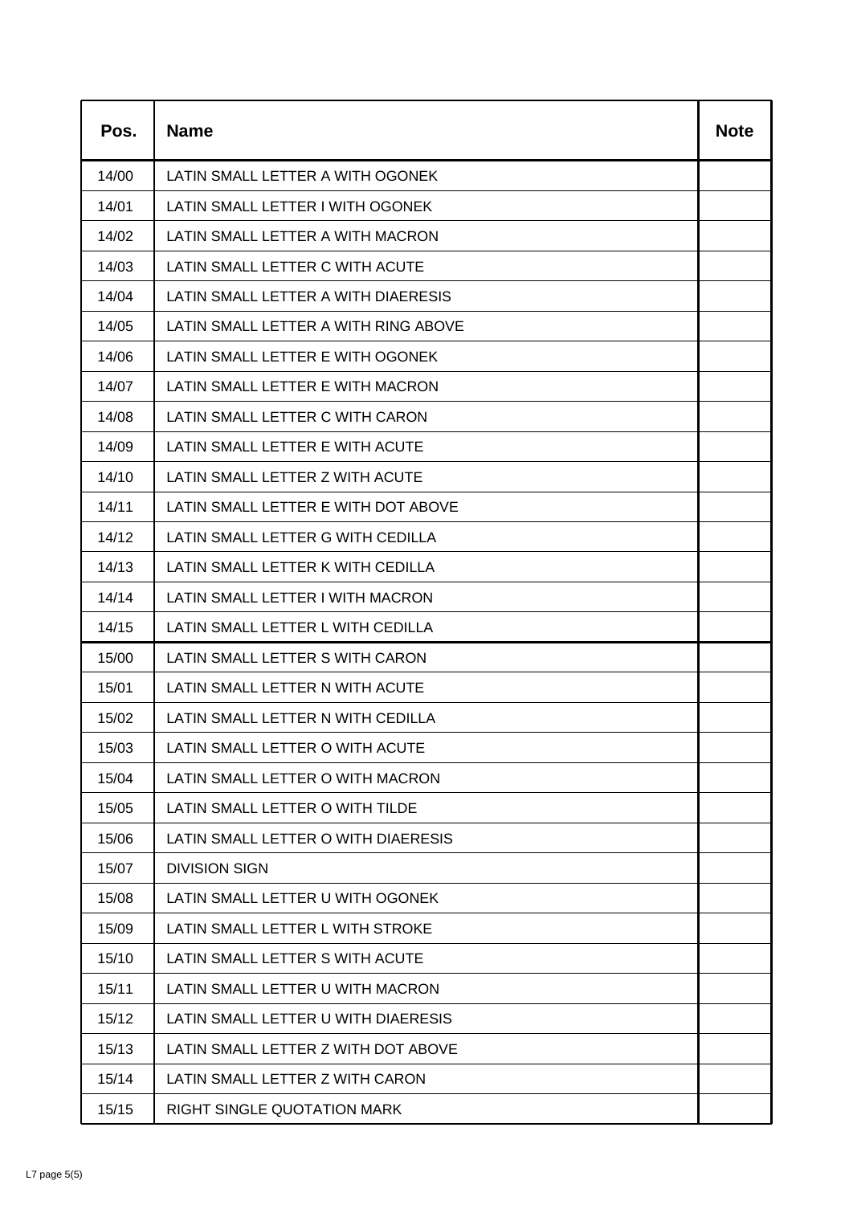| Pos. | Name | Note |
|---|---|---|
| 14/00 | LATIN SMALL LETTER A WITH OGONEK | |
| 14/01 | LATIN SMALL LETTER I WITH OGONEK | |
| 14/02 | LATIN SMALL LETTER A WITH MACRON | |
| 14/03 | LATIN SMALL LETTER C WITH ACUTE | |
| 14/04 | LATIN SMALL LETTER A WITH DIAERESIS | |
| 14/05 | LATIN SMALL LETTER A WITH RING ABOVE | |
| 14/06 | LATIN SMALL LETTER E WITH OGONEK | |
| 14/07 | LATIN SMALL LETTER E WITH MACRON | |
| 14/08 | LATIN SMALL LETTER C WITH CARON | |
| 14/09 | LATIN SMALL LETTER E WITH ACUTE | |
| 14/10 | LATIN SMALL LETTER Z WITH ACUTE | |
| 14/11 | LATIN SMALL LETTER E WITH DOT ABOVE | |
| 14/12 | LATIN SMALL LETTER G WITH CEDILLA | |
| 14/13 | LATIN SMALL LETTER K WITH CEDILLA | |
| 14/14 | LATIN SMALL LETTER I WITH MACRON | |
| 14/15 | LATIN SMALL LETTER L WITH CEDILLA | |
| 15/00 | LATIN SMALL LETTER S WITH CARON | |
| 15/01 | LATIN SMALL LETTER N WITH ACUTE | |
| 15/02 | LATIN SMALL LETTER N WITH CEDILLA | |
| 15/03 | LATIN SMALL LETTER O WITH ACUTE | |
| 15/04 | LATIN SMALL LETTER O WITH MACRON | |
| 15/05 | LATIN SMALL LETTER O WITH TILDE | |
| 15/06 | LATIN SMALL LETTER O WITH DIAERESIS | |
| 15/07 | DIVISION SIGN | |
| 15/08 | LATIN SMALL LETTER U WITH OGONEK | |
| 15/09 | LATIN SMALL LETTER L WITH STROKE | |
| 15/10 | LATIN SMALL LETTER S WITH ACUTE | |
| 15/11 | LATIN SMALL LETTER U WITH MACRON | |
| 15/12 | LATIN SMALL LETTER U WITH DIAERESIS | |
| 15/13 | LATIN SMALL LETTER Z WITH DOT ABOVE | |
| 15/14 | LATIN SMALL LETTER Z WITH CARON | |
| 15/15 | RIGHT SINGLE QUOTATION MARK | |